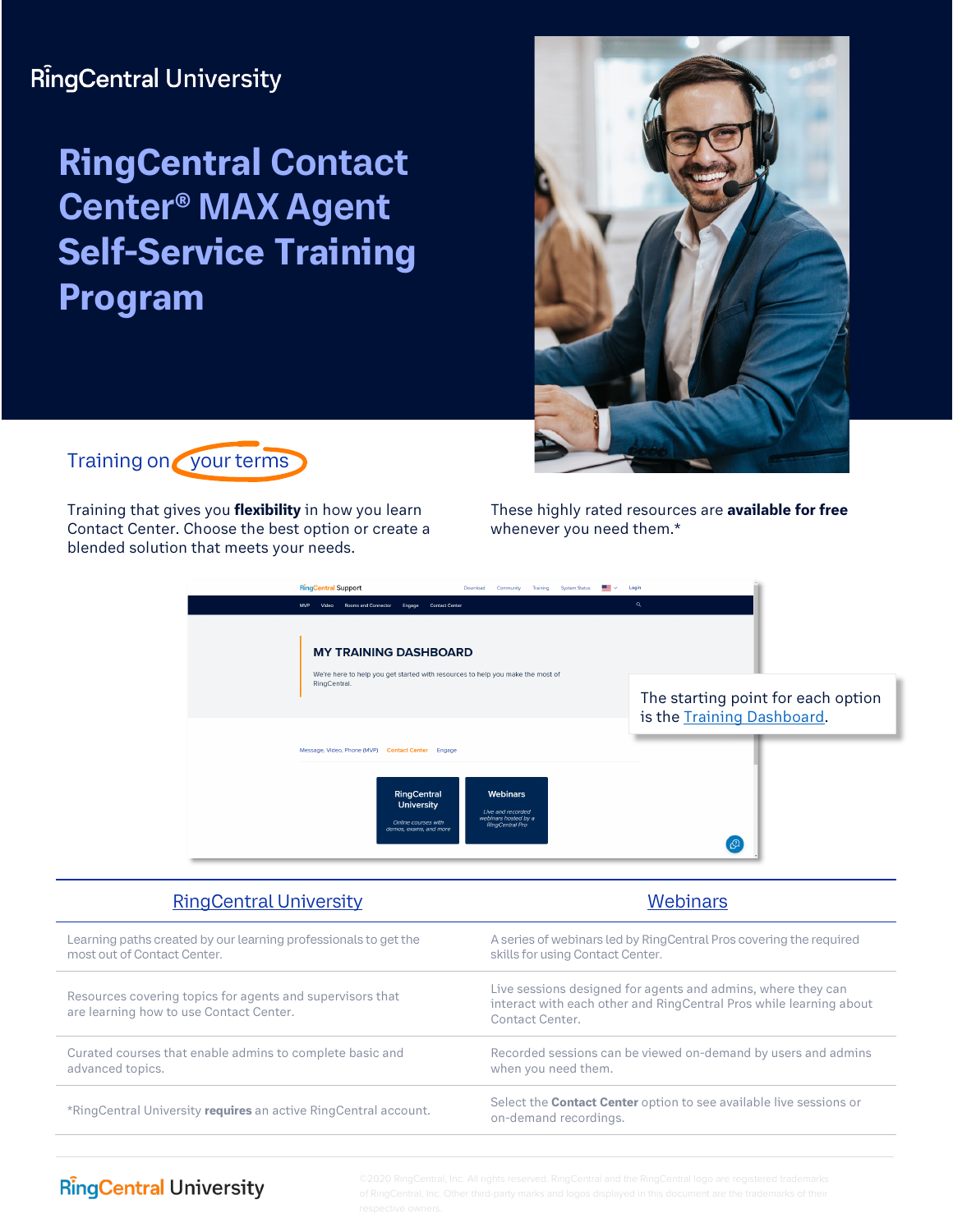RingCentral University

# RingCentral Contact Center® MAX Agent Self-Service Training Program

## Training on your terms

Training that gives you **flexibility** in how you learn Contact Center. Choose the best option or create a blended solution that meets your needs.

These highly rated resources are **available for free** whenever you need them.*

The starting point for each option is the Training Dashboard.

| RingCentral University | Webinars |
|---|---|
| Learning paths created by our learning professionals to get the most out of Contact Center. | A series of webinars led by RingCentral Pros covering the required skills for using Contact Center. |
| Resources covering topics for agents and supervisors that are learning how to use Contact Center. | Live sessions designed for agents and admins, where they can interact with each other and RingCentral Pros while learning about Contact Center. |
| Curated courses that enable admins to complete basic and advanced topics. | Recorded sessions can be viewed on-demand by users and admins when you need them. |
| *RingCentral University **requires** an active RingCentral account. | Select the **Contact Center** option to see available live sessions or on-demand recordings. |

RingCentral University

©2020 RingCentral, Inc. All rights reserved. RingCentral and the RingCentral logo are registered trademarks of RingCentral, Inc. Other third-party marks and logos displayed in this document are the trademarks of their respective owners.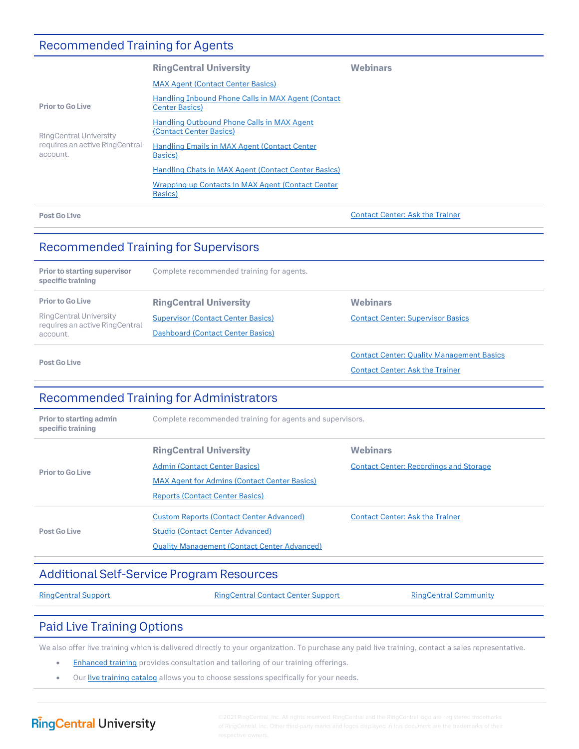## Recommended Training for Agents

| | RingCentral University | Webinars |
|---|---|---|
| **Prior to Go Live**<br><br>RingCentral University requires an active RingCentral account. | MAX Agent (Contact Center Basics)<br>Handling Inbound Phone Calls in MAX Agent (Contact Center Basics)<br>Handling Outbound Phone Calls in MAX Agent (Contact Center Basics)<br>Handling Emails in MAX Agent (Contact Center Basics)<br>Handling Chats in MAX Agent (Contact Center Basics)<br>Wrapping up Contacts in MAX Agent (Contact Center Basics) | |
| **Post Go Live** | | Contact Center: Ask the Trainer |

## Recommended Training for Supervisors

| | | |
|---|---|---|
| **Prior to starting supervisor specific training** | Complete recommended training for agents. | |
| **Prior to Go Live**<br><br>RingCentral University requires an active RingCentral account. | **RingCentral University**<br>Supervisor (Contact Center Basics)<br>Dashboard (Contact Center Basics) | **Webinars**<br>Contact Center: Supervisor Basics |
| **Post Go Live** | | Contact Center: Quality Management Basics<br>Contact Center: Ask the Trainer |

## Recommended Training for Administrators

| | | |
|---|---|---|
| **Prior to starting admin specific training** | Complete recommended training for agents and supervisors. | |
| **Prior to Go Live** | **RingCentral University**<br>Admin (Contact Center Basics)<br>MAX Agent for Admins (Contact Center Basics)<br>Reports (Contact Center Basics) | **Webinars**<br>Contact Center: Recordings and Storage |
| **Post Go Live** | Custom Reports (Contact Center Advanced)<br>Studio (Contact Center Advanced)<br>Quality Management (Contact Center Advanced) | Contact Center: Ask the Trainer |

## Additional Self-Service Program Resources

RingCentral Support

RingCentral Contact Center Support

RingCentral Community

## Paid Live Training Options

We also offer live training which is delivered directly to your organization. To purchase any paid live training, contact a sales representative.

- Enhanced training provides consultation and tailoring of our training offerings.
- Our live training catalog allows you to choose sessions specifically for your needs.

RingCentral University

©2021 RingCentral, Inc. All rights reserved. RingCentral and the RingCentral logo are registered trademarks of RingCentral, Inc. Other third-party marks and logos displayed in this document are the trademarks of their respective owners.